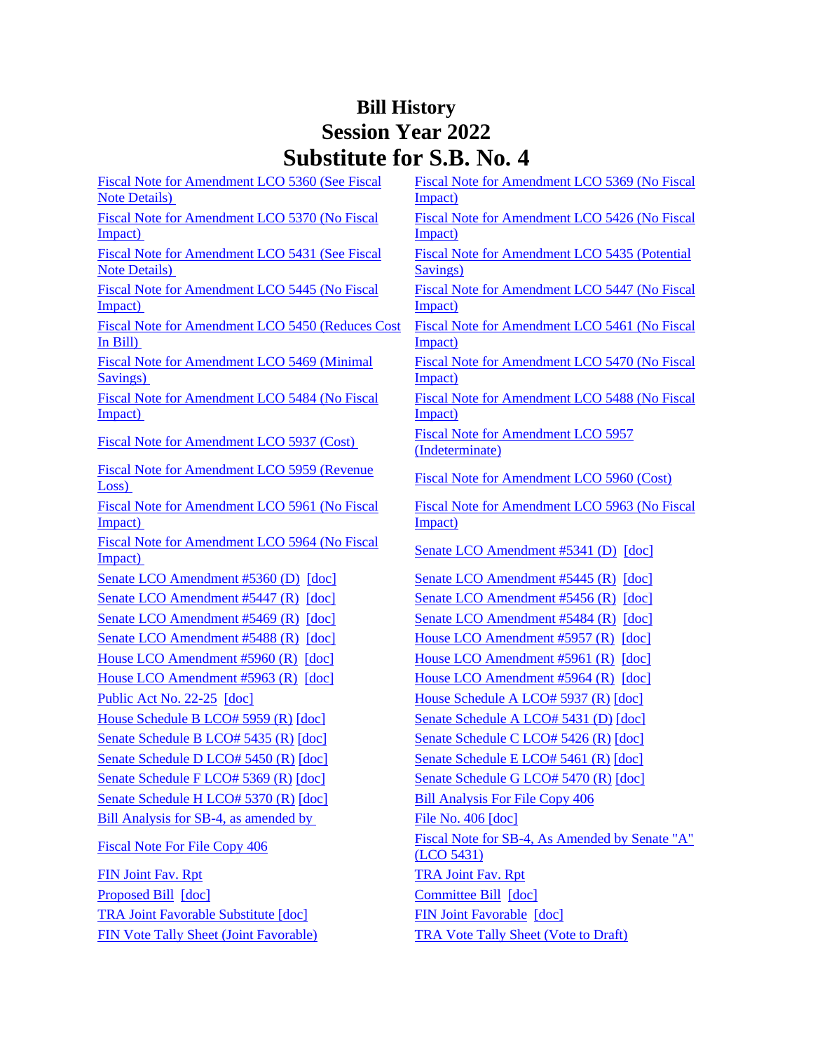# Bill History
## Session Year 2022
## Substitute for S.B. No. 4

Fiscal Note for Amendment LCO 5360 (See Fiscal Note Details)

Fiscal Note for Amendment LCO 5369 (No Fiscal Impact)

Fiscal Note for Amendment LCO 5370 (No Fiscal Impact)

Fiscal Note for Amendment LCO 5426 (No Fiscal Impact)

Fiscal Note for Amendment LCO 5431 (See Fiscal Note Details)

Fiscal Note for Amendment LCO 5435 (Potential Savings)

Fiscal Note for Amendment LCO 5445 (No Fiscal Impact)

Fiscal Note for Amendment LCO 5447 (No Fiscal Impact)

Fiscal Note for Amendment LCO 5450 (Reduces Cost In Bill)

Fiscal Note for Amendment LCO 5461 (No Fiscal Impact)

Fiscal Note for Amendment LCO 5469 (Minimal Savings)

Fiscal Note for Amendment LCO 5470 (No Fiscal Impact)

Fiscal Note for Amendment LCO 5484 (No Fiscal Impact)

Fiscal Note for Amendment LCO 5488 (No Fiscal Impact)

Fiscal Note for Amendment LCO 5937 (Cost)

Fiscal Note for Amendment LCO 5957 (Indeterminate)

Fiscal Note for Amendment LCO 5959 (Revenue Loss)

Fiscal Note for Amendment LCO 5960 (Cost)

Fiscal Note for Amendment LCO 5961 (No Fiscal Impact)

Fiscal Note for Amendment LCO 5963 (No Fiscal Impact)

Fiscal Note for Amendment LCO 5964 (No Fiscal Impact)

Senate LCO Amendment #5341 (D) [doc]

Senate LCO Amendment #5360 (D) [doc]

Senate LCO Amendment #5445 (R) [doc]

Senate LCO Amendment #5447 (R) [doc]

Senate LCO Amendment #5456 (R) [doc]

Senate LCO Amendment #5469 (R) [doc]

Senate LCO Amendment #5484 (R) [doc]

Senate LCO Amendment #5488 (R) [doc]

House LCO Amendment #5957 (R) [doc]

House LCO Amendment #5960 (R) [doc]

House LCO Amendment #5961 (R) [doc]

House LCO Amendment #5963 (R) [doc]

House LCO Amendment #5964 (R) [doc]

Public Act No. 22-25 [doc]

House Schedule A LCO# 5937 (R) [doc]

House Schedule B LCO# 5959 (R) [doc]

Senate Schedule A LCO# 5431 (D) [doc]

Senate Schedule B LCO# 5435 (R) [doc]

Senate Schedule C LCO# 5426 (R) [doc]

Senate Schedule D LCO# 5450 (R) [doc]

Senate Schedule E LCO# 5461 (R) [doc]

Senate Schedule F LCO# 5369 (R) [doc]

Senate Schedule G LCO# 5470 (R) [doc]

Senate Schedule H LCO# 5370 (R) [doc]

Bill Analysis For File Copy 406

Bill Analysis for SB-4, as amended by

File No. 406 [doc]

Fiscal Note For File Copy 406

Fiscal Note for SB-4, As Amended by Senate "A" (LCO 5431)

FIN Joint Fav. Rpt

TRA Joint Fav. Rpt

Proposed Bill [doc]

Committee Bill [doc]

TRA Joint Favorable Substitute [doc]

FIN Joint Favorable [doc]

FIN Vote Tally Sheet (Joint Favorable)

TRA Vote Tally Sheet (Vote to Draft)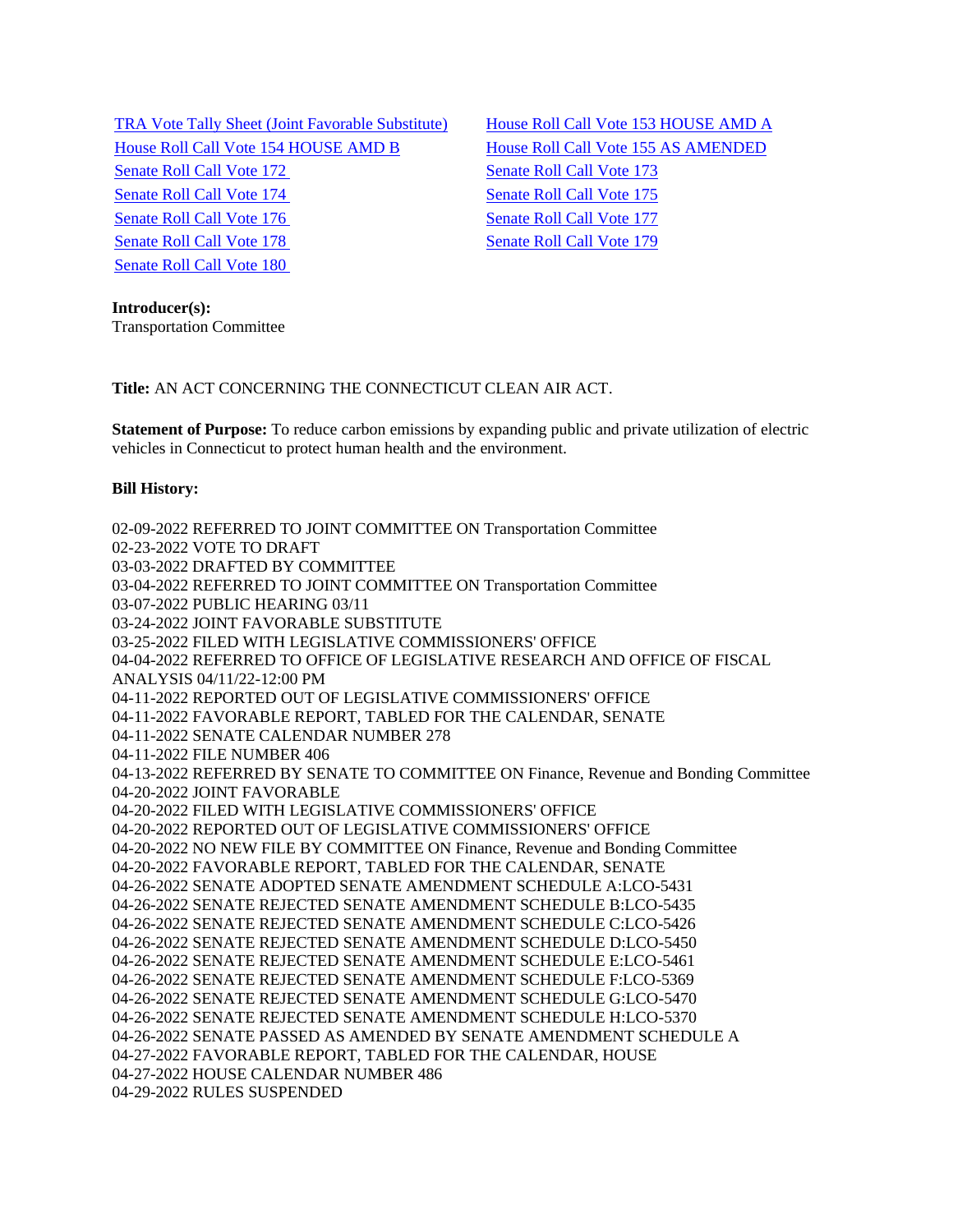| | |
|---|---|
| TRA Vote Tally Sheet (Joint Favorable Substitute) | House Roll Call Vote 153 HOUSE AMD A |
| House Roll Call Vote 154 HOUSE AMD B | House Roll Call Vote 155 AS AMENDED |
| Senate Roll Call Vote 172 | Senate Roll Call Vote 173 |
| Senate Roll Call Vote 174 | Senate Roll Call Vote 175 |
| Senate Roll Call Vote 176 | Senate Roll Call Vote 177 |
| Senate Roll Call Vote 178 | Senate Roll Call Vote 179 |
| Senate Roll Call Vote 180 | |

**Introducer(s):**
Transportation Committee

**Title:** AN ACT CONCERNING THE CONNECTICUT CLEAN AIR ACT.

**Statement of Purpose:** To reduce carbon emissions by expanding public and private utilization of electric vehicles in Connecticut to protect human health and the environment.

**Bill History:**

02-09-2022 REFERRED TO JOINT COMMITTEE ON Transportation Committee
02-23-2022 VOTE TO DRAFT
03-03-2022 DRAFTED BY COMMITTEE
03-04-2022 REFERRED TO JOINT COMMITTEE ON Transportation Committee
03-07-2022 PUBLIC HEARING 03/11
03-24-2022 JOINT FAVORABLE SUBSTITUTE
03-25-2022 FILED WITH LEGISLATIVE COMMISSIONERS' OFFICE
04-04-2022 REFERRED TO OFFICE OF LEGISLATIVE RESEARCH AND OFFICE OF FISCAL ANALYSIS 04/11/22-12:00 PM
04-11-2022 REPORTED OUT OF LEGISLATIVE COMMISSIONERS' OFFICE
04-11-2022 FAVORABLE REPORT, TABLED FOR THE CALENDAR, SENATE
04-11-2022 SENATE CALENDAR NUMBER 278
04-11-2022 FILE NUMBER 406
04-13-2022 REFERRED BY SENATE TO COMMITTEE ON Finance, Revenue and Bonding Committee
04-20-2022 JOINT FAVORABLE
04-20-2022 FILED WITH LEGISLATIVE COMMISSIONERS' OFFICE
04-20-2022 REPORTED OUT OF LEGISLATIVE COMMISSIONERS' OFFICE
04-20-2022 NO NEW FILE BY COMMITTEE ON Finance, Revenue and Bonding Committee
04-20-2022 FAVORABLE REPORT, TABLED FOR THE CALENDAR, SENATE
04-26-2022 SENATE ADOPTED SENATE AMENDMENT SCHEDULE A:LCO-5431
04-26-2022 SENATE REJECTED SENATE AMENDMENT SCHEDULE B:LCO-5435
04-26-2022 SENATE REJECTED SENATE AMENDMENT SCHEDULE C:LCO-5426
04-26-2022 SENATE REJECTED SENATE AMENDMENT SCHEDULE D:LCO-5450
04-26-2022 SENATE REJECTED SENATE AMENDMENT SCHEDULE E:LCO-5461
04-26-2022 SENATE REJECTED SENATE AMENDMENT SCHEDULE F:LCO-5369
04-26-2022 SENATE REJECTED SENATE AMENDMENT SCHEDULE G:LCO-5470
04-26-2022 SENATE REJECTED SENATE AMENDMENT SCHEDULE H:LCO-5370
04-26-2022 SENATE PASSED AS AMENDED BY SENATE AMENDMENT SCHEDULE A
04-27-2022 FAVORABLE REPORT, TABLED FOR THE CALENDAR, HOUSE
04-27-2022 HOUSE CALENDAR NUMBER 486
04-29-2022 RULES SUSPENDED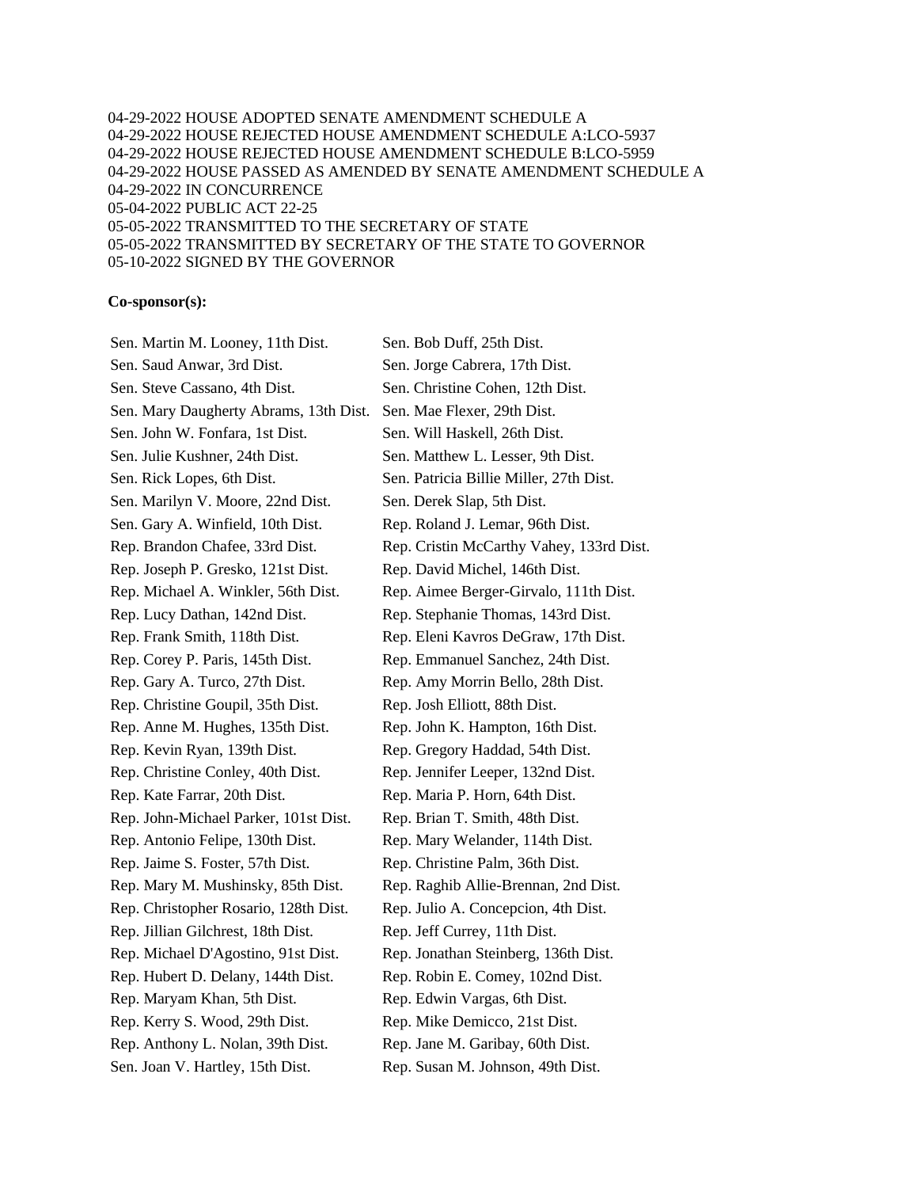04-29-2022 HOUSE ADOPTED SENATE AMENDMENT SCHEDULE A
04-29-2022 HOUSE REJECTED HOUSE AMENDMENT SCHEDULE A:LCO-5937
04-29-2022 HOUSE REJECTED HOUSE AMENDMENT SCHEDULE B:LCO-5959
04-29-2022 HOUSE PASSED AS AMENDED BY SENATE AMENDMENT SCHEDULE A
04-29-2022 IN CONCURRENCE
05-04-2022 PUBLIC ACT 22-25
05-05-2022 TRANSMITTED TO THE SECRETARY OF STATE
05-05-2022 TRANSMITTED BY SECRETARY OF THE STATE TO GOVERNOR
05-10-2022 SIGNED BY THE GOVERNOR

**Co-sponsor(s):**

Sen. Martin M. Looney, 11th Dist.
Sen. Bob Duff, 25th Dist.
Sen. Saud Anwar, 3rd Dist.
Sen. Jorge Cabrera, 17th Dist.
Sen. Steve Cassano, 4th Dist.
Sen. Christine Cohen, 12th Dist.
Sen. Mary Daugherty Abrams, 13th Dist.
Sen. Mae Flexer, 29th Dist.
Sen. John W. Fonfara, 1st Dist.
Sen. Will Haskell, 26th Dist.
Sen. Julie Kushner, 24th Dist.
Sen. Matthew L. Lesser, 9th Dist.
Sen. Rick Lopes, 6th Dist.
Sen. Patricia Billie Miller, 27th Dist.
Sen. Marilyn V. Moore, 22nd Dist.
Sen. Derek Slap, 5th Dist.
Sen. Gary A. Winfield, 10th Dist.
Rep. Roland J. Lemar, 96th Dist.
Rep. Brandon Chafee, 33rd Dist.
Rep. Cristin McCarthy Vahey, 133rd Dist.
Rep. Joseph P. Gresko, 121st Dist.
Rep. David Michel, 146th Dist.
Rep. Michael A. Winkler, 56th Dist.
Rep. Aimee Berger-Girvalo, 111th Dist.
Rep. Lucy Dathan, 142nd Dist.
Rep. Stephanie Thomas, 143rd Dist.
Rep. Frank Smith, 118th Dist.
Rep. Eleni Kavros DeGraw, 17th Dist.
Rep. Corey P. Paris, 145th Dist.
Rep. Emmanuel Sanchez, 24th Dist.
Rep. Gary A. Turco, 27th Dist.
Rep. Amy Morrin Bello, 28th Dist.
Rep. Christine Goupil, 35th Dist.
Rep. Josh Elliott, 88th Dist.
Rep. Anne M. Hughes, 135th Dist.
Rep. John K. Hampton, 16th Dist.
Rep. Kevin Ryan, 139th Dist.
Rep. Gregory Haddad, 54th Dist.
Rep. Christine Conley, 40th Dist.
Rep. Jennifer Leeper, 132nd Dist.
Rep. Kate Farrar, 20th Dist.
Rep. Maria P. Horn, 64th Dist.
Rep. John-Michael Parker, 101st Dist.
Rep. Brian T. Smith, 48th Dist.
Rep. Antonio Felipe, 130th Dist.
Rep. Mary Welander, 114th Dist.
Rep. Jaime S. Foster, 57th Dist.
Rep. Christine Palm, 36th Dist.
Rep. Mary M. Mushinsky, 85th Dist.
Rep. Raghib Allie-Brennan, 2nd Dist.
Rep. Christopher Rosario, 128th Dist.
Rep. Julio A. Concepcion, 4th Dist.
Rep. Jillian Gilchrest, 18th Dist.
Rep. Jeff Currey, 11th Dist.
Rep. Michael D'Agostino, 91st Dist.
Rep. Jonathan Steinberg, 136th Dist.
Rep. Hubert D. Delany, 144th Dist.
Rep. Robin E. Comey, 102nd Dist.
Rep. Maryam Khan, 5th Dist.
Rep. Edwin Vargas, 6th Dist.
Rep. Kerry S. Wood, 29th Dist.
Rep. Mike Demicco, 21st Dist.
Rep. Anthony L. Nolan, 39th Dist.
Rep. Jane M. Garibay, 60th Dist.
Sen. Joan V. Hartley, 15th Dist.
Rep. Susan M. Johnson, 49th Dist.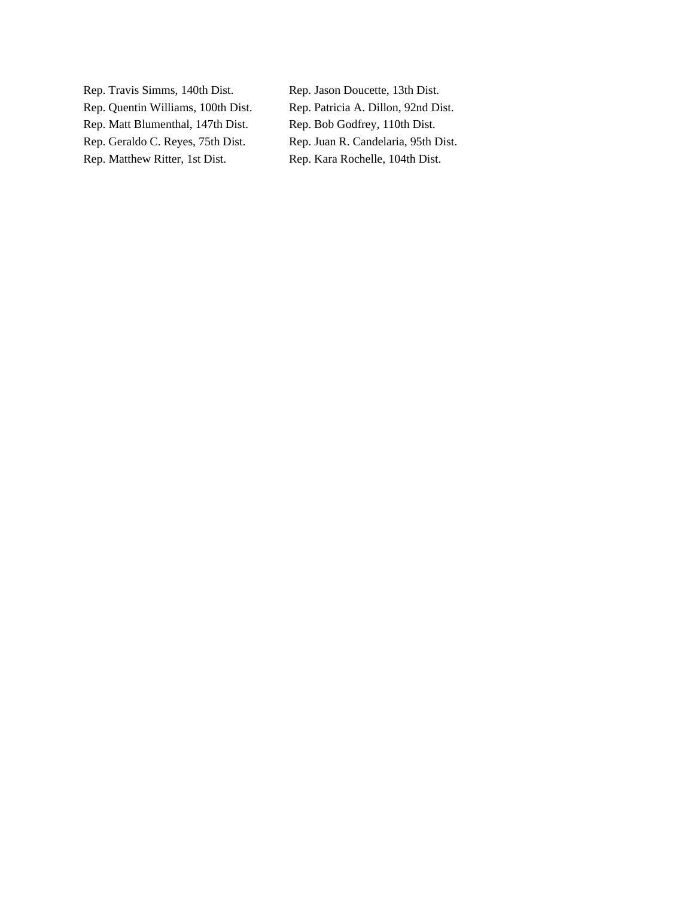Rep. Travis Simms, 140th Dist.
Rep. Quentin Williams, 100th Dist.
Rep. Matt Blumenthal, 147th Dist.
Rep. Geraldo C. Reyes, 75th Dist.
Rep. Matthew Ritter, 1st Dist.
Rep. Jason Doucette, 13th Dist.
Rep. Patricia A. Dillon, 92nd Dist.
Rep. Bob Godfrey, 110th Dist.
Rep. Juan R. Candelaria, 95th Dist.
Rep. Kara Rochelle, 104th Dist.